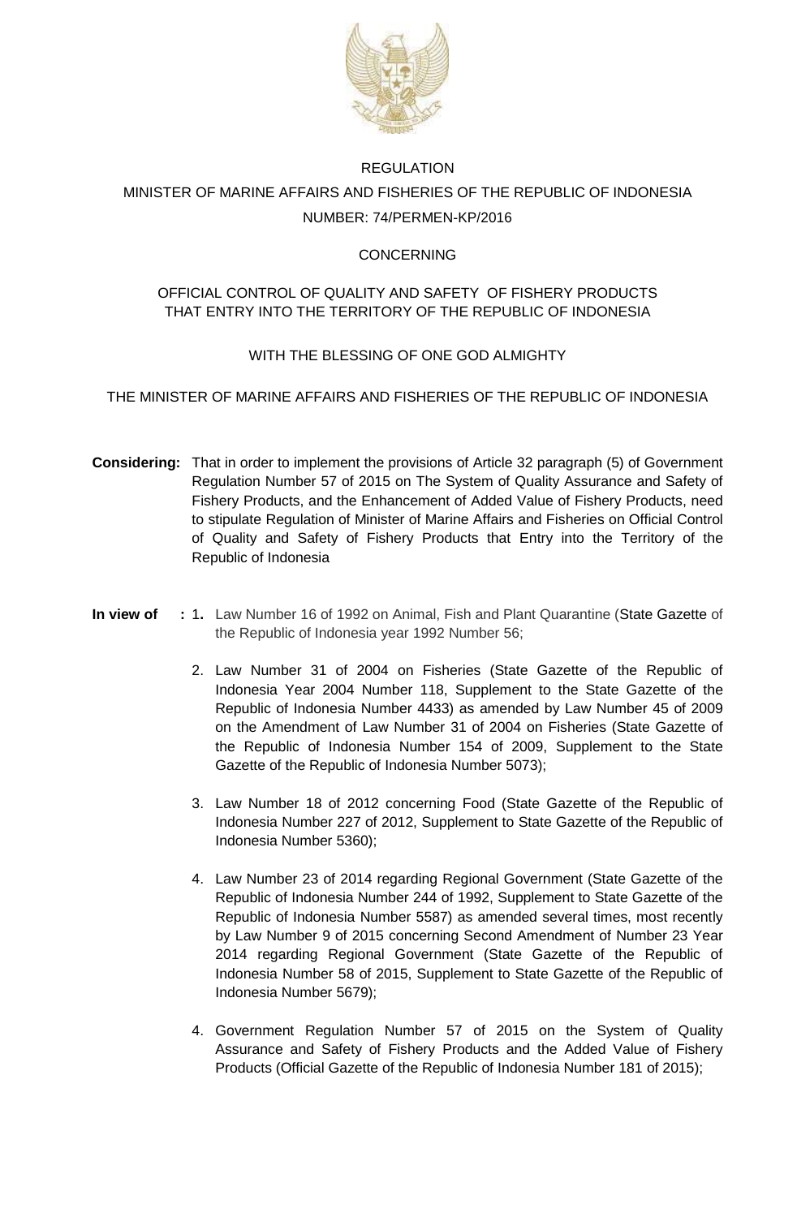REGULATION

MINISTER OF MARINE AFFAIRS AND FISHERIES OF THE REPUBLIC OF INDONESIA

NUMBER: 74/PERMEN-KP/2016

CONCERNING

OFFICIAL CONTROL OF QUALITY AND SAFETY OF FISHERY PRODUCTS THAT ENTRY INTO THE TERRITORY OF THE REPUBLIC OF INDONESIA

WITH THE BLESSING OF ONE GOD ALMIGHTY

THE MINISTER OF MARINE AFFAIRS AND FISHERIES OF THE REPUBLIC OF INDONESIA

**Considering:** That in order to implement the provisions of Article 32 paragraph (5) of Government Regulation Number 57 of 2015 on The System of Quality Assurance and Safety of Fishery Products, and the Enhancement of Added Value of Fishery Products, need to stipulate Regulation of Minister of Marine Affairs and Fisheries on Official Control of Quality and Safety of Fishery Products that Entry into the Territory of the Republic of Indonesia

**In view of :**

1. Law Number 16 of 1992 on Animal, Fish and Plant Quarantine (State Gazette of the Republic of Indonesia year 1992 Number 56;
2. Law Number 31 of 2004 on Fisheries (State Gazette of the Republic of Indonesia Year 2004 Number 118, Supplement to the State Gazette of the Republic of Indonesia Number 4433) as amended by Law Number 45 of 2009 on the Amendment of Law Number 31 of 2004 on Fisheries (State Gazette of the Republic of Indonesia Number 154 of 2009, Supplement to the State Gazette of the Republic of Indonesia Number 5073);
3. Law Number 18 of 2012 concerning Food (State Gazette of the Republic of Indonesia Number 227 of 2012, Supplement to State Gazette of the Republic of Indonesia Number 5360);
4. Law Number 23 of 2014 regarding Regional Government (State Gazette of the Republic of Indonesia Number 244 of 1992, Supplement to State Gazette of the Republic of Indonesia Number 5587) as amended several times, most recently by Law Number 9 of 2015 concerning Second Amendment of Number 23 Year 2014 regarding Regional Government (State Gazette of the Republic of Indonesia Number 58 of 2015, Supplement to State Gazette of the Republic of Indonesia Number 5679);
4. Government Regulation Number 57 of 2015 on the System of Quality Assurance and Safety of Fishery Products and the Added Value of Fishery Products (Official Gazette of the Republic of Indonesia Number 181 of 2015);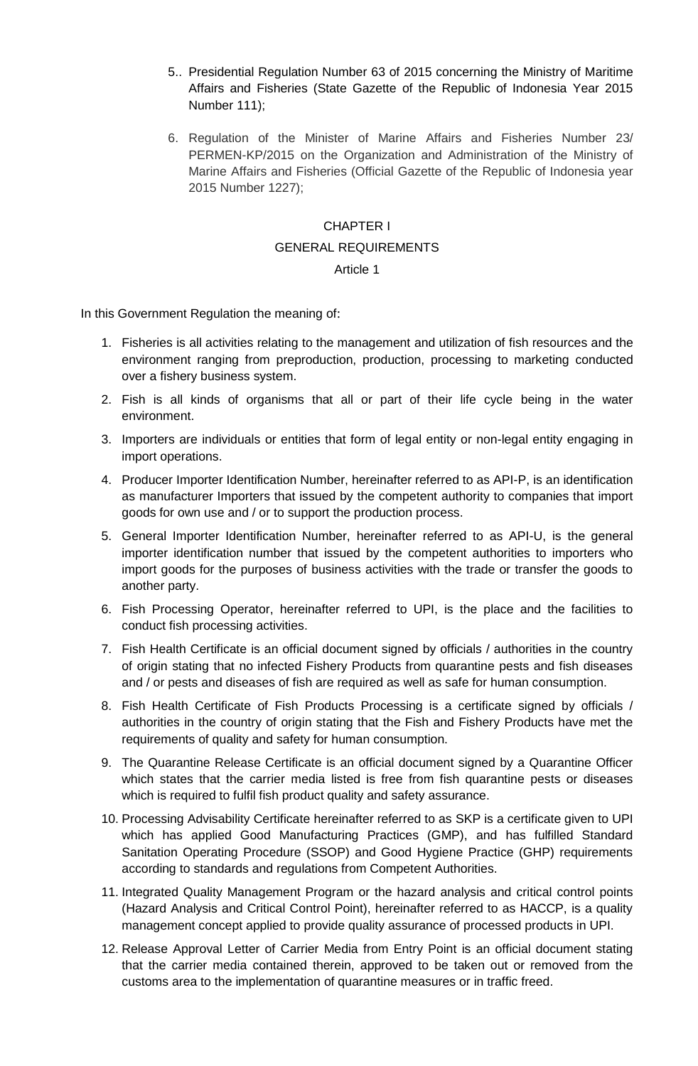5.. Presidential Regulation Number 63 of 2015 concerning the Ministry of Maritime Affairs and Fisheries (State Gazette of the Republic of Indonesia Year 2015 Number 111);

6. Regulation of the Minister of Marine Affairs and Fisheries Number 23/ PERMEN-KP/2015 on the Organization and Administration of the Ministry of Marine Affairs and Fisheries (Official Gazette of the Republic of Indonesia year 2015 Number 1227);

## CHAPTER I

## GENERAL REQUIREMENTS

### Article 1

In this Government Regulation the meaning of:

1. Fisheries is all activities relating to the management and utilization of fish resources and the environment ranging from preproduction, production, processing to marketing conducted over a fishery business system.
2. Fish is all kinds of organisms that all or part of their life cycle being in the water environment.
3. Importers are individuals or entities that form of legal entity or non-legal entity engaging in import operations.
4. Producer Importer Identification Number, hereinafter referred to as API-P, is an identification as manufacturer Importers that issued by the competent authority to companies that import goods for own use and / or to support the production process.
5. General Importer Identification Number, hereinafter referred to as API-U, is the general importer identification number that issued by the competent authorities to importers who import goods for the purposes of business activities with the trade or transfer the goods to another party.
6. Fish Processing Operator, hereinafter referred to UPI, is the place and the facilities to conduct fish processing activities.
7. Fish Health Certificate is an official document signed by officials / authorities in the country of origin stating that no infected Fishery Products from quarantine pests and fish diseases and / or pests and diseases of fish are required as well as safe for human consumption.
8. Fish Health Certificate of Fish Products Processing is a certificate signed by officials / authorities in the country of origin stating that the Fish and Fishery Products have met the requirements of quality and safety for human consumption.
9. The Quarantine Release Certificate is an official document signed by a Quarantine Officer which states that the carrier media listed is free from fish quarantine pests or diseases which is required to fulfil fish product quality and safety assurance.
10. Processing Advisability Certificate hereinafter referred to as SKP is a certificate given to UPI which has applied Good Manufacturing Practices (GMP), and has fulfilled Standard Sanitation Operating Procedure (SSOP) and Good Hygiene Practice (GHP) requirements according to standards and regulations from Competent Authorities.
11. Integrated Quality Management Program or the hazard analysis and critical control points (Hazard Analysis and Critical Control Point), hereinafter referred to as HACCP, is a quality management concept applied to provide quality assurance of processed products in UPI.
12. Release Approval Letter of Carrier Media from Entry Point is an official document stating that the carrier media contained therein, approved to be taken out or removed from the customs area to the implementation of quarantine measures or in traffic freed.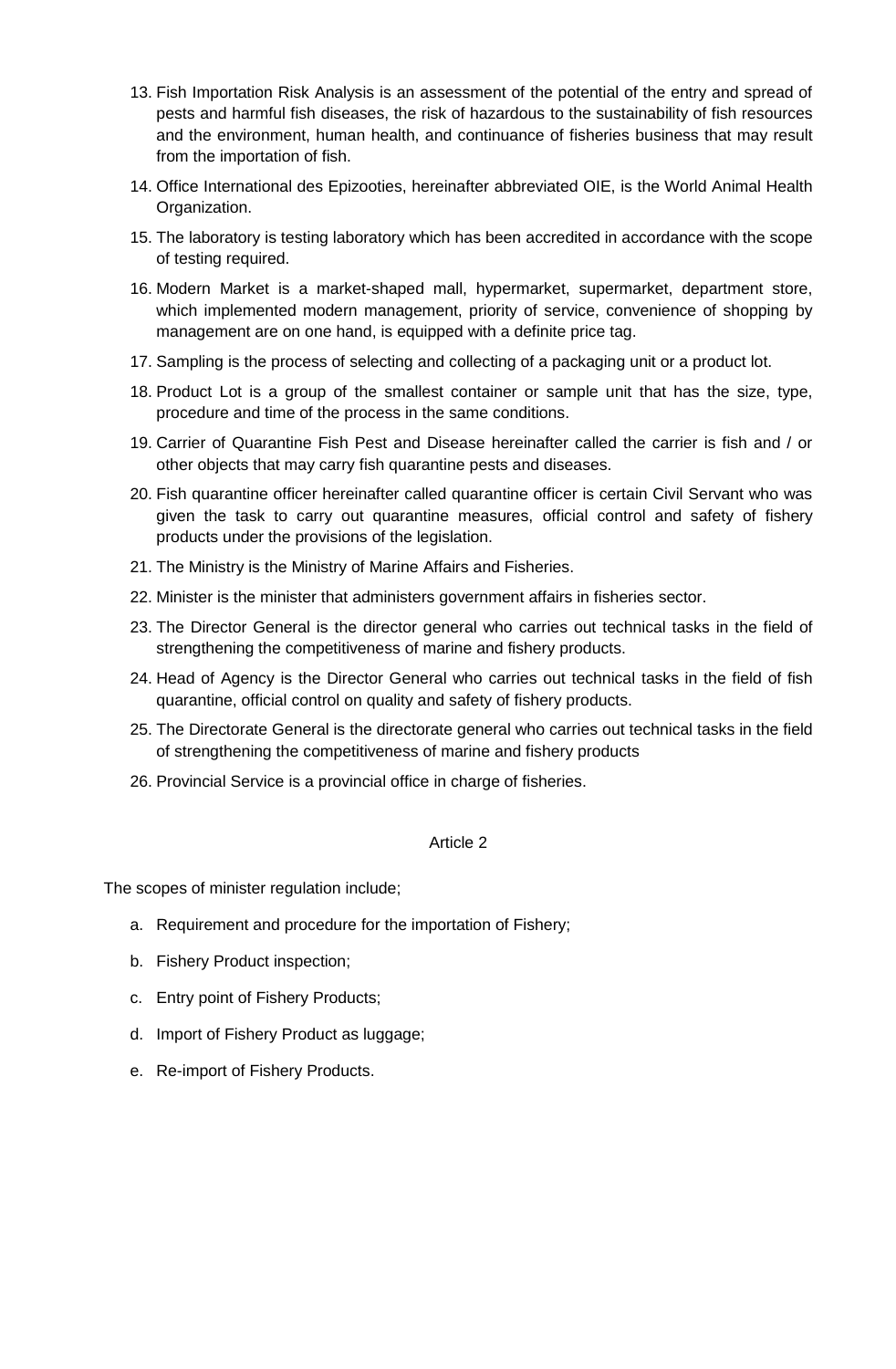13. Fish Importation Risk Analysis is an assessment of the potential of the entry and spread of pests and harmful fish diseases, the risk of hazardous to the sustainability of fish resources and the environment, human health, and continuance of fisheries business that may result from the importation of fish.
14. Office International des Epizooties, hereinafter abbreviated OIE, is the World Animal Health Organization.
15. The laboratory is testing laboratory which has been accredited in accordance with the scope of testing required.
16. Modern Market is a market-shaped mall, hypermarket, supermarket, department store, which implemented modern management, priority of service, convenience of shopping by management are on one hand, is equipped with a definite price tag.
17. Sampling is the process of selecting and collecting of a packaging unit or a product lot.
18. Product Lot is a group of the smallest container or sample unit that has the size, type, procedure and time of the process in the same conditions.
19. Carrier of Quarantine Fish Pest and Disease hereinafter called the carrier is fish and / or other objects that may carry fish quarantine pests and diseases.
20. Fish quarantine officer hereinafter called quarantine officer is certain Civil Servant who was given the task to carry out quarantine measures, official control and safety of fishery products under the provisions of the legislation.
21. The Ministry is the Ministry of Marine Affairs and Fisheries.
22. Minister is the minister that administers government affairs in fisheries sector.
23. The Director General is the director general who carries out technical tasks in the field of strengthening the competitiveness of marine and fishery products.
24. Head of Agency is the Director General who carries out technical tasks in the field of fish quarantine, official control on quality and safety of fishery products.
25. The Directorate General is the directorate general who carries out technical tasks in the field of strengthening the competitiveness of marine and fishery products
26. Provincial Service is a provincial office in charge of fisheries.

Article 2

The scopes of minister regulation include;

a. Requirement and procedure for the importation of Fishery;
b. Fishery Product inspection;
c. Entry point of Fishery Products;
d. Import of Fishery Product as luggage;
e. Re-import of Fishery Products.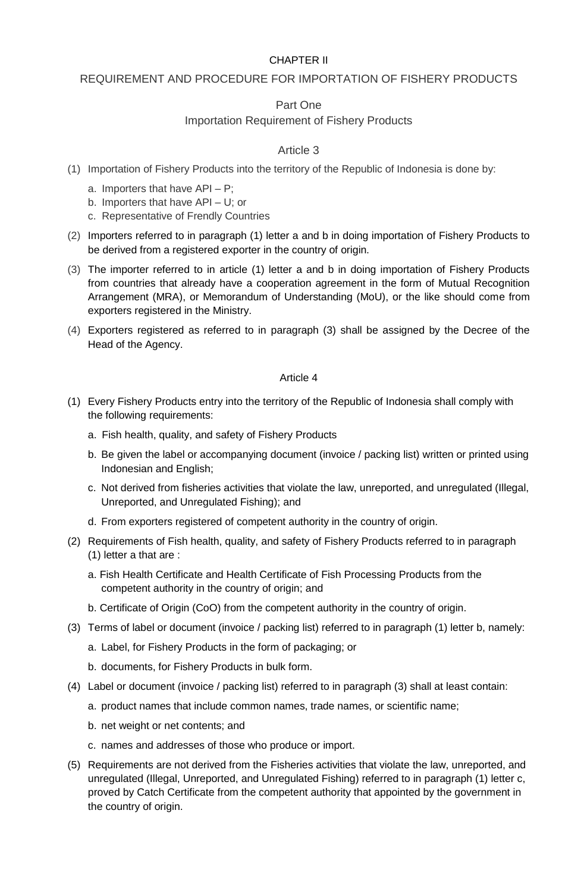# CHAPTER II

## REQUIREMENT AND PROCEDURE FOR IMPORTATION OF FISHERY PRODUCTS

### Part One
### Importation Requirement of Fishery Products

#### Article 3

(1) Importation of Fishery Products into the territory of the Republic of Indonesia is done by:

a. Importers that have API – P;
b. Importers that have API – U; or
c. Representative of Frendly Countries

(2) Importers referred to in paragraph (1) letter a and b in doing importation of Fishery Products to be derived from a registered exporter in the country of origin.

(3) The importer referred to in article (1) letter a and b in doing importation of Fishery Products from countries that already have a cooperation agreement in the form of Mutual Recognition Arrangement (MRA), or Memorandum of Understanding (MoU), or the like should come from exporters registered in the Ministry.

(4) Exporters registered as referred to in paragraph (3) shall be assigned by the Decree of the Head of the Agency.

#### Article 4

(1) Every Fishery Products entry into the territory of the Republic of Indonesia shall comply with the following requirements:

a. Fish health, quality, and safety of Fishery Products

b. Be given the label or accompanying document (invoice / packing list) written or printed using Indonesian and English;

c. Not derived from fisheries activities that violate the law, unreported, and unregulated (Illegal, Unreported, and Unregulated Fishing); and

d. From exporters registered of competent authority in the country of origin.

(2) Requirements of Fish health, quality, and safety of Fishery Products referred to in paragraph (1) letter a that are :

a. Fish Health Certificate and Health Certificate of Fish Processing Products from the competent authority in the country of origin; and

b. Certificate of Origin (CoO) from the competent authority in the country of origin.

(3) Terms of label or document (invoice / packing list) referred to in paragraph (1) letter b, namely:

a. Label, for Fishery Products in the form of packaging; or

b. documents, for Fishery Products in bulk form.

(4) Label or document (invoice / packing list) referred to in paragraph (3) shall at least contain:

a. product names that include common names, trade names, or scientific name;

b. net weight or net contents; and

c. names and addresses of those who produce or import.

(5) Requirements are not derived from the Fisheries activities that violate the law, unreported, and unregulated (Illegal, Unreported, and Unregulated Fishing) referred to in paragraph (1) letter c, proved by Catch Certificate from the competent authority that appointed by the government in the country of origin.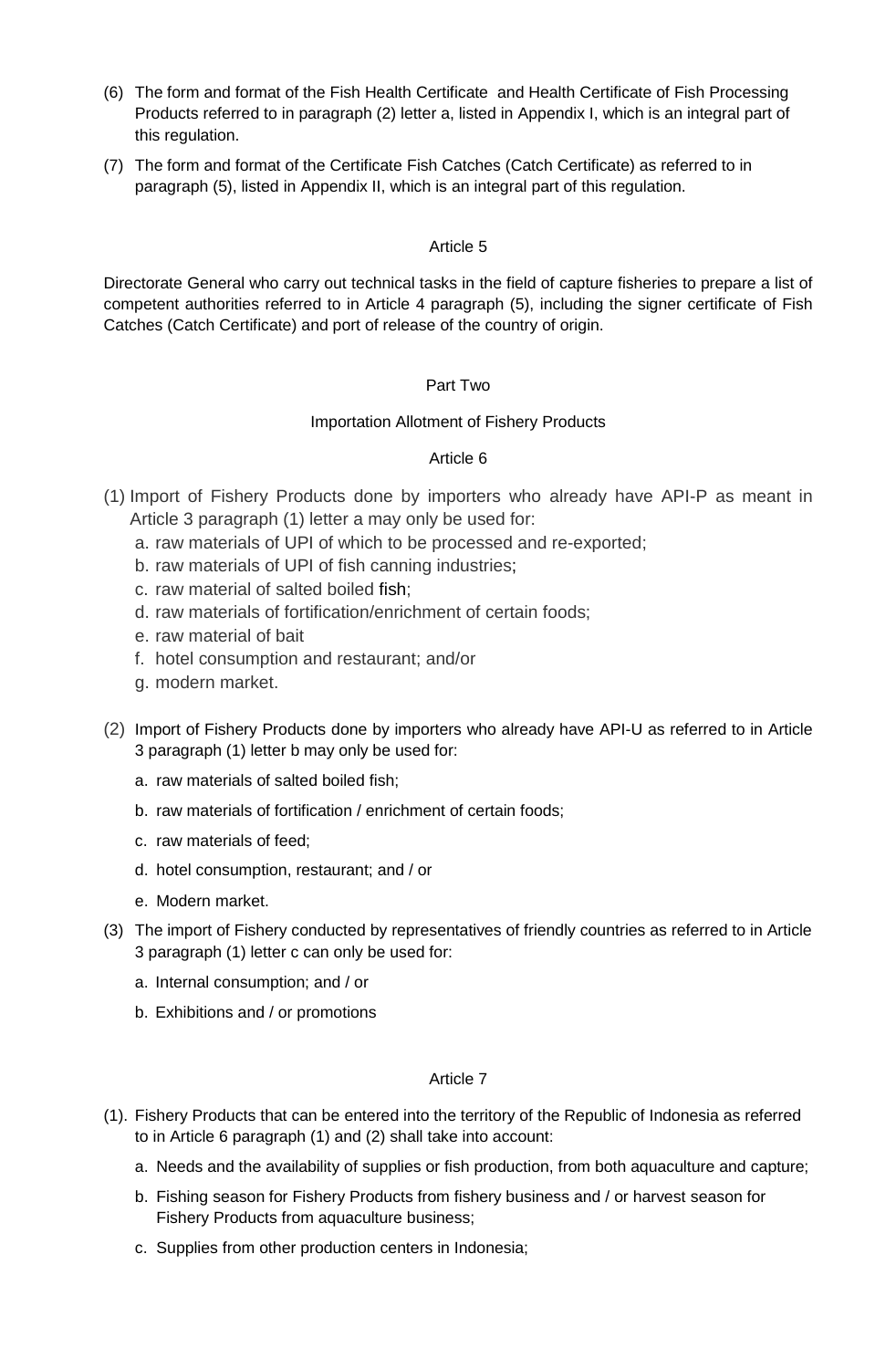(6) The form and format of the Fish Health Certificate and Health Certificate of Fish Processing Products referred to in paragraph (2) letter a, listed in Appendix I, which is an integral part of this regulation.

(7) The form and format of the Certificate Fish Catches (Catch Certificate) as referred to in paragraph (5), listed in Appendix II, which is an integral part of this regulation.

Article 5

Directorate General who carry out technical tasks in the field of capture fisheries to prepare a list of competent authorities referred to in Article 4 paragraph (5), including the signer certificate of Fish Catches (Catch Certificate) and port of release of the country of origin.

Part Two

Importation Allotment of Fishery Products

Article 6

(1) Import of Fishery Products done by importers who already have API-P as meant in Article 3 paragraph (1) letter a may only be used for:
   a. raw materials of UPI of which to be processed and re-exported;
   b. raw materials of UPI of fish canning industries;
   c. raw material of salted boiled fish;
   d. raw materials of fortification/enrichment of certain foods;
   e. raw material of bait
   f. hotel consumption and restaurant; and/or
   g. modern market.

(2) Import of Fishery Products done by importers who already have API-U as referred to in Article 3 paragraph (1) letter b may only be used for:
   a. raw materials of salted boiled fish;
   b. raw materials of fortification / enrichment of certain foods;
   c. raw materials of feed;
   d. hotel consumption, restaurant; and / or
   e. Modern market.

(3) The import of Fishery conducted by representatives of friendly countries as referred to in Article 3 paragraph (1) letter c can only be used for:
   a. Internal consumption; and / or
   b. Exhibitions and / or promotions

Article 7

(1). Fishery Products that can be entered into the territory of the Republic of Indonesia as referred to in Article 6 paragraph (1) and (2) shall take into account:
   a. Needs and the availability of supplies or fish production, from both aquaculture and capture;
   b. Fishing season for Fishery Products from fishery business and / or harvest season for Fishery Products from aquaculture business;
   c. Supplies from other production centers in Indonesia;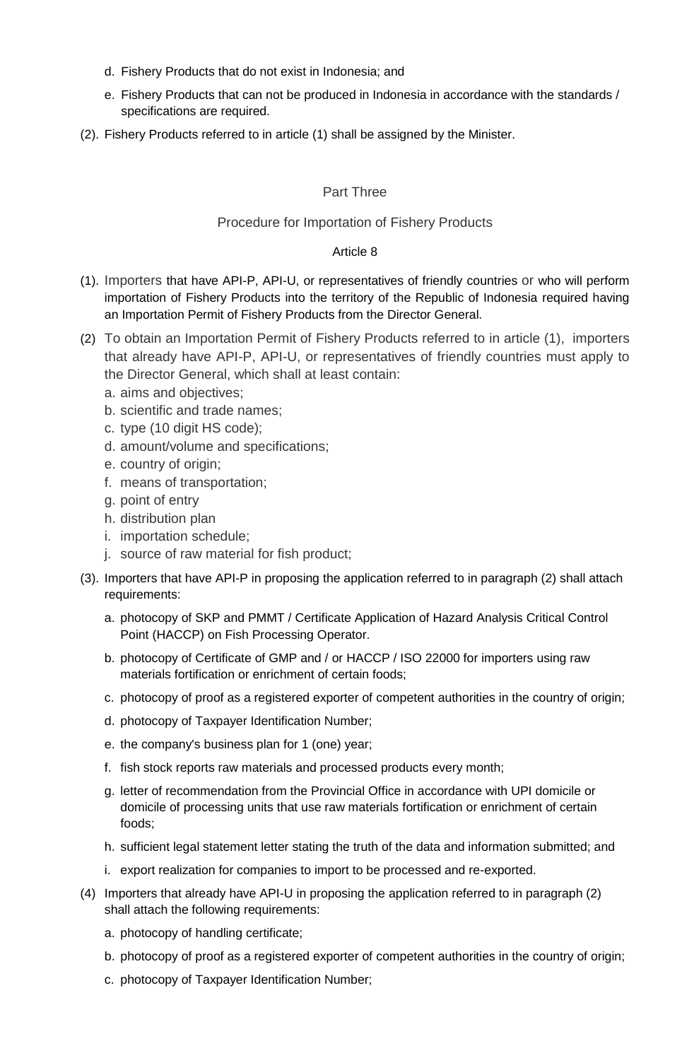d. Fishery Products that do not exist in Indonesia; and

e. Fishery Products that can not be produced in Indonesia in accordance with the standards / specifications are required.

(2). Fishery Products referred to in article (1) shall be assigned by the Minister.

## Part Three

## Procedure for Importation of Fishery Products

### Article 8

(1). Importers that have API-P, API-U, or representatives of friendly countries or who will perform importation of Fishery Products into the territory of the Republic of Indonesia required having an Importation Permit of Fishery Products from the Director General.

(2) To obtain an Importation Permit of Fishery Products referred to in article (1), importers that already have API-P, API-U, or representatives of friendly countries must apply to the Director General, which shall at least contain:

a. aims and objectives;
b. scientific and trade names;
c. type (10 digit HS code);
d. amount/volume and specifications;
e. country of origin;
f. means of transportation;
g. point of entry
h. distribution plan
i. importation schedule;
j. source of raw material for fish product;

(3). Importers that have API-P in proposing the application referred to in paragraph (2) shall attach requirements:

a. photocopy of SKP and PMMT / Certificate Application of Hazard Analysis Critical Control Point (HACCP) on Fish Processing Operator.

b. photocopy of Certificate of GMP and / or HACCP / ISO 22000 for importers using raw materials fortification or enrichment of certain foods;

c. photocopy of proof as a registered exporter of competent authorities in the country of origin;

d. photocopy of Taxpayer Identification Number;

e. the company's business plan for 1 (one) year;

f. fish stock reports raw materials and processed products every month;

g. letter of recommendation from the Provincial Office in accordance with UPI domicile or domicile of processing units that use raw materials fortification or enrichment of certain foods;

h. sufficient legal statement letter stating the truth of the data and information submitted; and

i. export realization for companies to import to be processed and re-exported.

(4) Importers that already have API-U in proposing the application referred to in paragraph (2) shall attach the following requirements:

a. photocopy of handling certificate;

b. photocopy of proof as a registered exporter of competent authorities in the country of origin;

c. photocopy of Taxpayer Identification Number;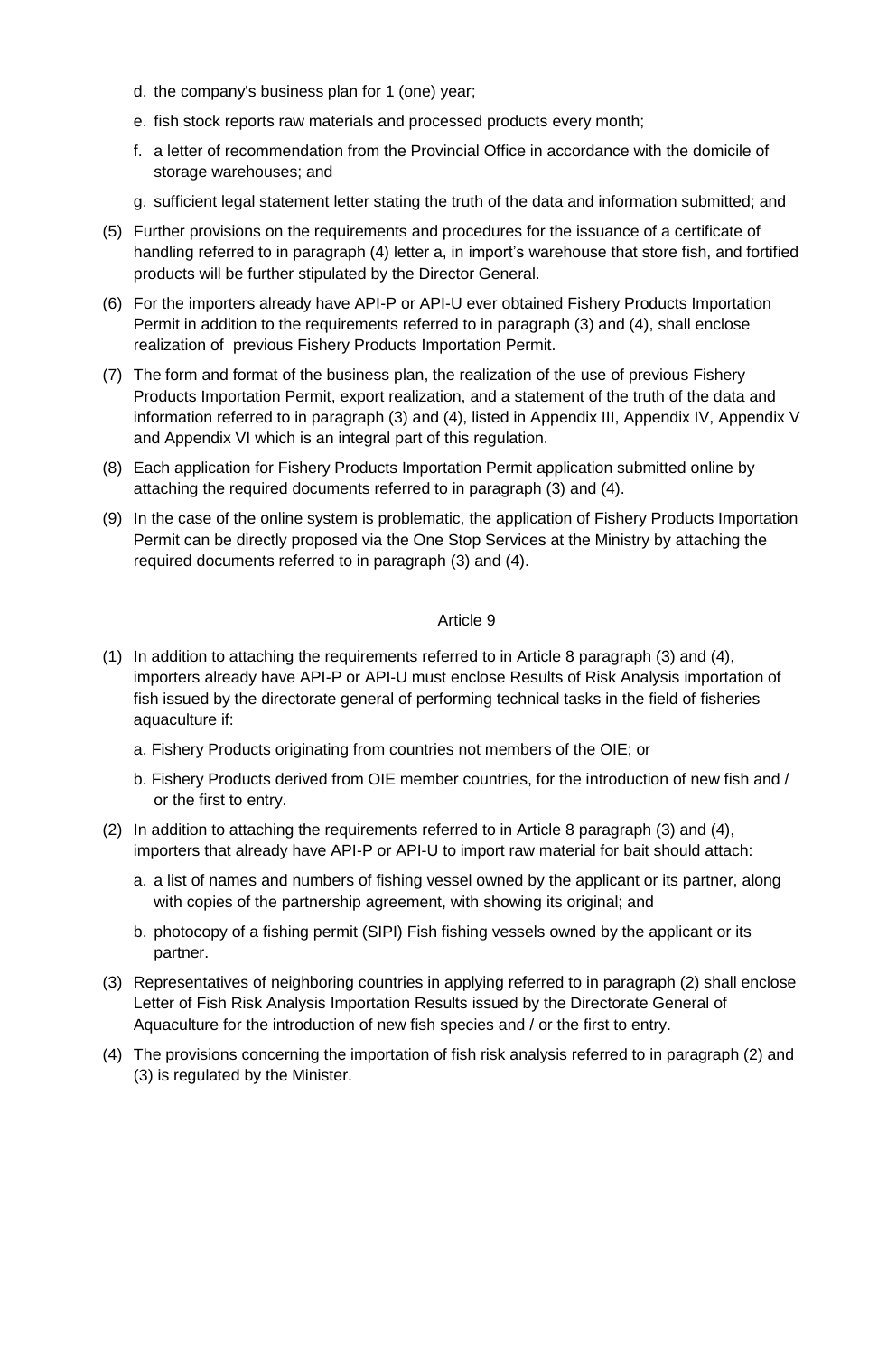d. the company's business plan for 1 (one) year;

e. fish stock reports raw materials and processed products every month;

f. a letter of recommendation from the Provincial Office in accordance with the domicile of storage warehouses; and

g. sufficient legal statement letter stating the truth of the data and information submitted; and

(5) Further provisions on the requirements and procedures for the issuance of a certificate of handling referred to in paragraph (4) letter a, in import's warehouse that store fish, and fortified products will be further stipulated by the Director General.

(6) For the importers already have API-P or API-U ever obtained Fishery Products Importation Permit in addition to the requirements referred to in paragraph (3) and (4), shall enclose realization of previous Fishery Products Importation Permit.

(7) The form and format of the business plan, the realization of the use of previous Fishery Products Importation Permit, export realization, and a statement of the truth of the data and information referred to in paragraph (3) and (4), listed in Appendix III, Appendix IV, Appendix V and Appendix VI which is an integral part of this regulation.

(8) Each application for Fishery Products Importation Permit application submitted online by attaching the required documents referred to in paragraph (3) and (4).

(9) In the case of the online system is problematic, the application of Fishery Products Importation Permit can be directly proposed via the One Stop Services at the Ministry by attaching the required documents referred to in paragraph (3) and (4).

## Article 9

(1) In addition to attaching the requirements referred to in Article 8 paragraph (3) and (4), importers already have API-P or API-U must enclose Results of Risk Analysis importation of fish issued by the directorate general of performing technical tasks in the field of fisheries aquaculture if:

a. Fishery Products originating from countries not members of the OIE; or

b. Fishery Products derived from OIE member countries, for the introduction of new fish and / or the first to entry.

(2) In addition to attaching the requirements referred to in Article 8 paragraph (3) and (4), importers that already have API-P or API-U to import raw material for bait should attach:

a. a list of names and numbers of fishing vessel owned by the applicant or its partner, along with copies of the partnership agreement, with showing its original; and

b. photocopy of a fishing permit (SIPI) Fish fishing vessels owned by the applicant or its partner.

(3) Representatives of neighboring countries in applying referred to in paragraph (2) shall enclose Letter of Fish Risk Analysis Importation Results issued by the Directorate General of Aquaculture for the introduction of new fish species and / or the first to entry.

(4) The provisions concerning the importation of fish risk analysis referred to in paragraph (2) and (3) is regulated by the Minister.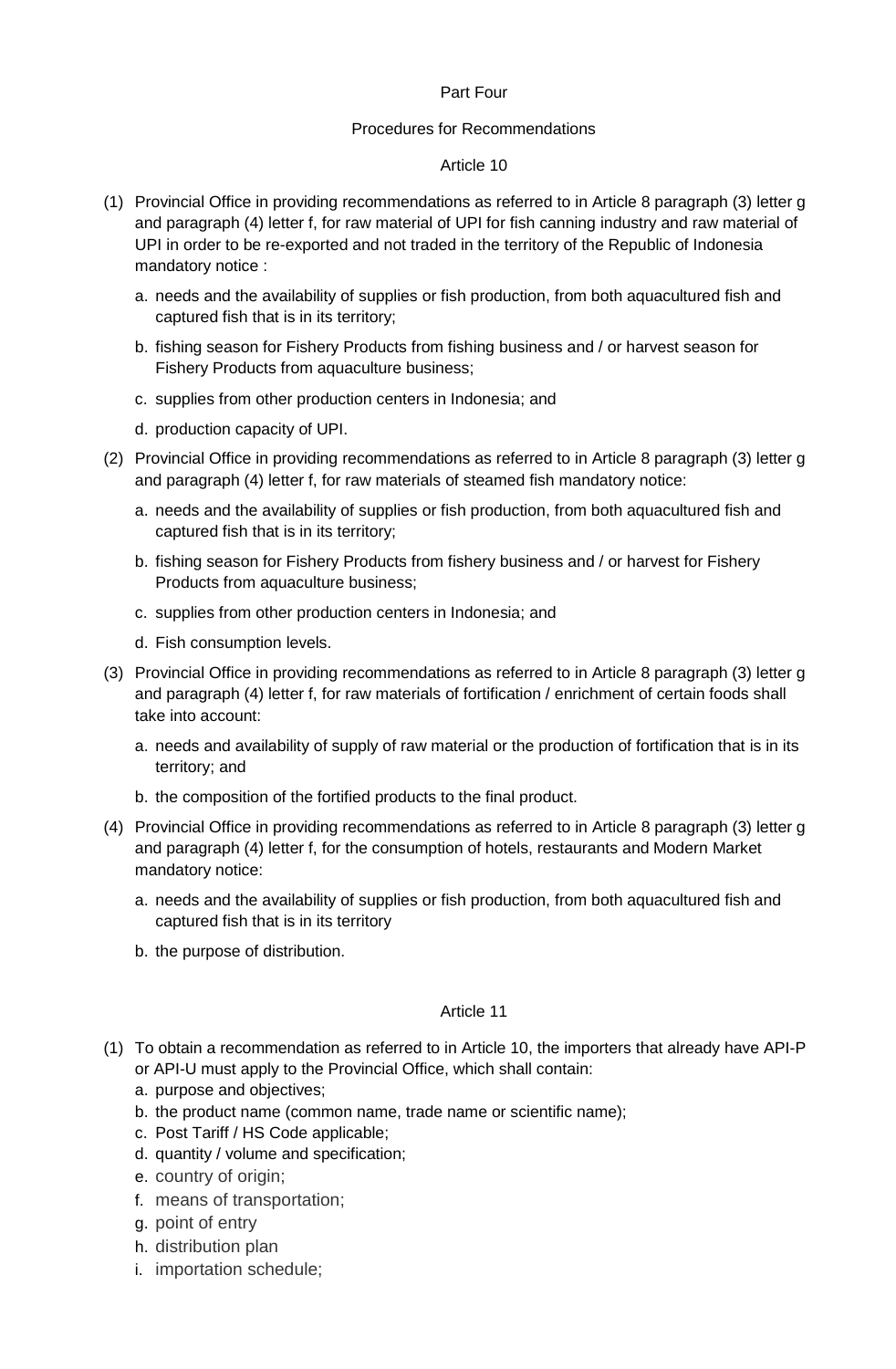Part Four

Procedures for Recommendations

Article 10

(1) Provincial Office in providing recommendations as referred to in Article 8 paragraph (3) letter g and paragraph (4) letter f, for raw material of UPI for fish canning industry and raw material of UPI in order to be re-exported and not traded in the territory of the Republic of Indonesia mandatory notice :

   a. needs and the availability of supplies or fish production, from both aquacultured fish and captured fish that is in its territory;

   b. fishing season for Fishery Products from fishing business and / or harvest season for Fishery Products from aquaculture business;

   c. supplies from other production centers in Indonesia; and

   d. production capacity of UPI.

(2) Provincial Office in providing recommendations as referred to in Article 8 paragraph (3) letter g and paragraph (4) letter f, for raw materials of steamed fish mandatory notice:

   a. needs and the availability of supplies or fish production, from both aquacultured fish and captured fish that is in its territory;

   b. fishing season for Fishery Products from fishery business and / or harvest for Fishery Products from aquaculture business;

   c. supplies from other production centers in Indonesia; and

   d. Fish consumption levels.

(3) Provincial Office in providing recommendations as referred to in Article 8 paragraph (3) letter g and paragraph (4) letter f, for raw materials of fortification / enrichment of certain foods shall take into account:

   a. needs and availability of supply of raw material or the production of fortification that is in its territory; and

   b. the composition of the fortified products to the final product.

(4) Provincial Office in providing recommendations as referred to in Article 8 paragraph (3) letter g and paragraph (4) letter f, for the consumption of hotels, restaurants and Modern Market mandatory notice:

   a. needs and the availability of supplies or fish production, from both aquacultured fish and captured fish that is in its territory

   b. the purpose of distribution.

Article 11

(1) To obtain a recommendation as referred to in Article 10, the importers that already have API-P or API-U must apply to the Provincial Office, which shall contain:

   a. purpose and objectives;
   b. the product name (common name, trade name or scientific name);
   c. Post Tariff / HS Code applicable;
   d. quantity / volume and specification;
   e. country of origin;
   f. means of transportation;
   g. point of entry
   h. distribution plan
   i. importation schedule;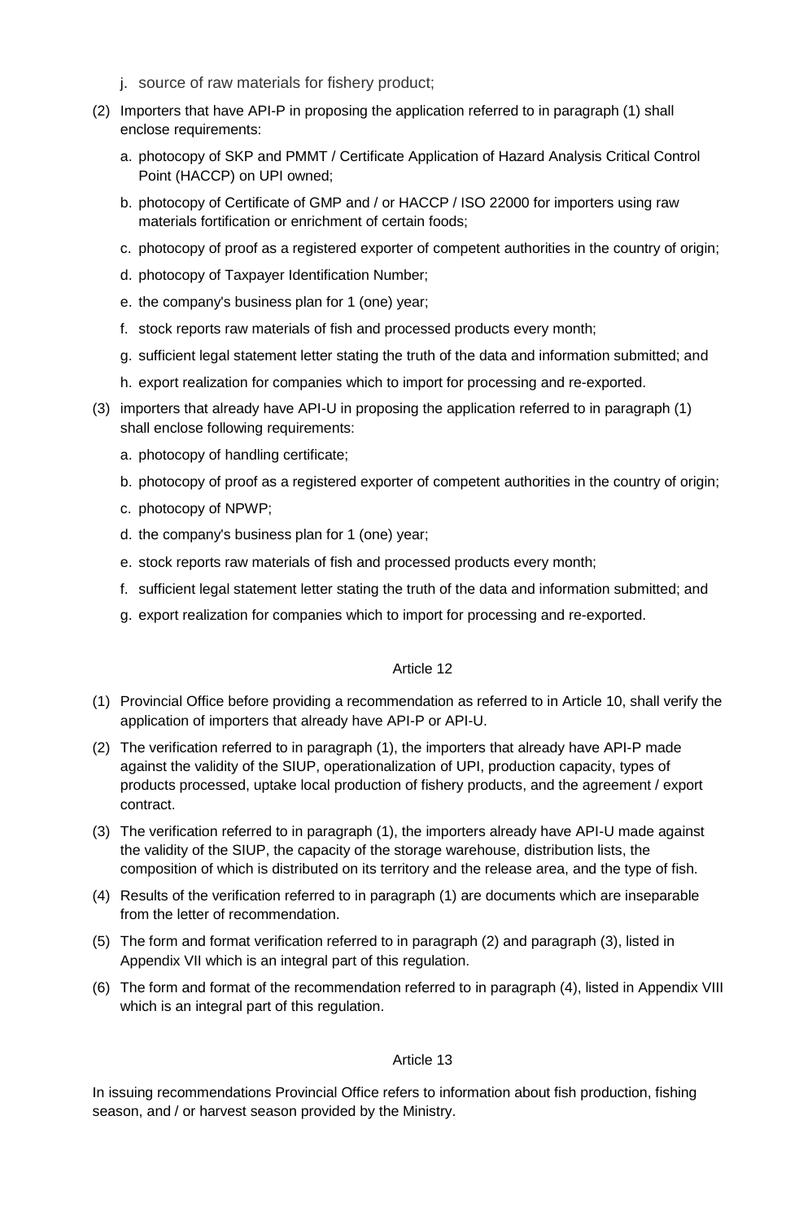j. source of raw materials for fishery product;

(2) Importers that have API-P in proposing the application referred to in paragraph (1) shall enclose requirements:

a. photocopy of SKP and PMMT / Certificate Application of Hazard Analysis Critical Control Point (HACCP) on UPI owned;

b. photocopy of Certificate of GMP and / or HACCP / ISO 22000 for importers using raw materials fortification or enrichment of certain foods;

c. photocopy of proof as a registered exporter of competent authorities in the country of origin;

d. photocopy of Taxpayer Identification Number;

e. the company's business plan for 1 (one) year;

f. stock reports raw materials of fish and processed products every month;

g. sufficient legal statement letter stating the truth of the data and information submitted; and

h. export realization for companies which to import for processing and re-exported.

(3) importers that already have API-U in proposing the application referred to in paragraph (1) shall enclose following requirements:

a. photocopy of handling certificate;

b. photocopy of proof as a registered exporter of competent authorities in the country of origin;

c. photocopy of NPWP;

d. the company's business plan for 1 (one) year;

e. stock reports raw materials of fish and processed products every month;

f. sufficient legal statement letter stating the truth of the data and information submitted; and

g. export realization for companies which to import for processing and re-exported.

Article 12

(1) Provincial Office before providing a recommendation as referred to in Article 10, shall verify the application of importers that already have API-P or API-U.

(2) The verification referred to in paragraph (1), the importers that already have API-P made against the validity of the SIUP, operationalization of UPI, production capacity, types of products processed, uptake local production of fishery products, and the agreement / export contract.

(3) The verification referred to in paragraph (1), the importers already have API-U made against the validity of the SIUP, the capacity of the storage warehouse, distribution lists, the composition of which is distributed on its territory and the release area, and the type of fish.

(4) Results of the verification referred to in paragraph (1) are documents which are inseparable from the letter of recommendation.

(5) The form and format verification referred to in paragraph (2) and paragraph (3), listed in Appendix VII which is an integral part of this regulation.

(6) The form and format of the recommendation referred to in paragraph (4), listed in Appendix VIII which is an integral part of this regulation.

Article 13

In issuing recommendations Provincial Office refers to information about fish production, fishing season, and / or harvest season provided by the Ministry.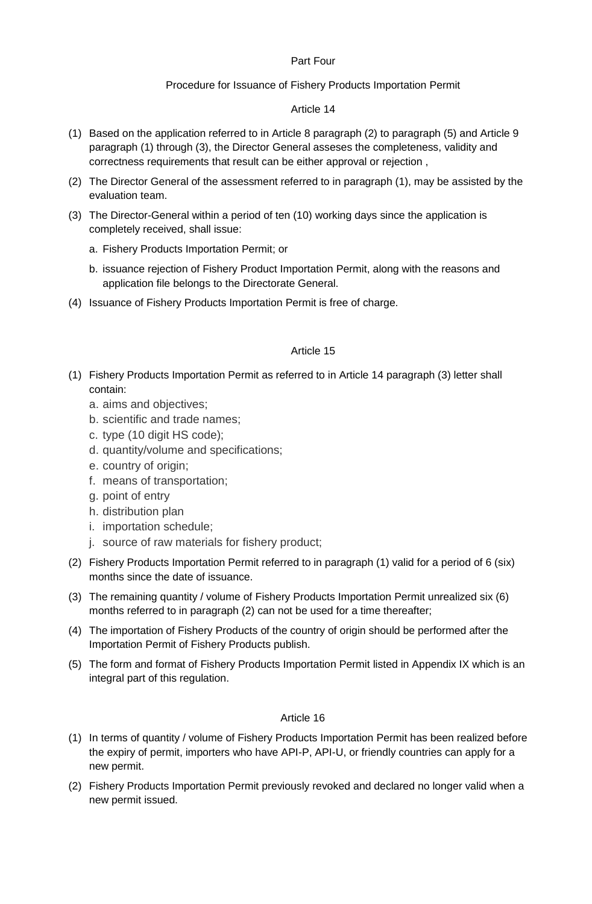## Part Four

## Procedure for Issuance of Fishery Products Importation Permit

### Article 14

(1) Based on the application referred to in Article 8 paragraph (2) to paragraph (5) and Article 9 paragraph (1) through (3), the Director General asseses the completeness, validity and correctness requirements that result can be either approval or rejection ,

(2) The Director General of the assessment referred to in paragraph (1), may be assisted by the evaluation team.

(3) The Director-General within a period of ten (10) working days since the application is completely received, shall issue:

   a. Fishery Products Importation Permit; or

   b. issuance rejection of Fishery Product Importation Permit, along with the reasons and application file belongs to the Directorate General.

(4) Issuance of Fishery Products Importation Permit is free of charge.

### Article 15

(1) Fishery Products Importation Permit as referred to in Article 14 paragraph (3) letter shall contain:

   a. aims and objectives;
   b. scientific and trade names;
   c. type (10 digit HS code);
   d. quantity/volume and specifications;
   e. country of origin;
   f. means of transportation;
   g. point of entry
   h. distribution plan
   i. importation schedule;
   j. source of raw materials for fishery product;

(2) Fishery Products Importation Permit referred to in paragraph (1) valid for a period of 6 (six) months since the date of issuance.

(3) The remaining quantity / volume of Fishery Products Importation Permit unrealized six (6) months referred to in paragraph (2) can not be used for a time thereafter;

(4) The importation of Fishery Products of the country of origin should be performed after the Importation Permit of Fishery Products publish.

(5) The form and format of Fishery Products Importation Permit listed in Appendix IX which is an integral part of this regulation.

### Article 16

(1) In terms of quantity / volume of Fishery Products Importation Permit has been realized before the expiry of permit, importers who have API-P, API-U, or friendly countries can apply for a new permit.

(2) Fishery Products Importation Permit previously revoked and declared no longer valid when a new permit issued.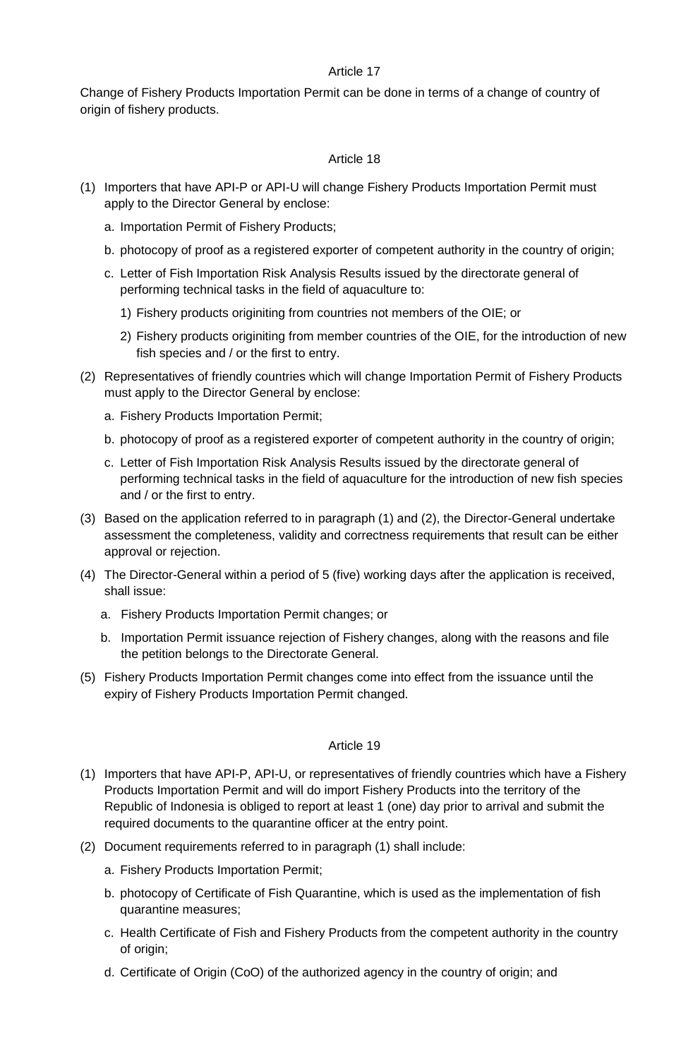Article 17

Change of Fishery Products Importation Permit can be done in terms of a change of country of origin of fishery products.

Article 18

(1) Importers that have API-P or API-U will change Fishery Products Importation Permit must apply to the Director General by enclose:

   a. Importation Permit of Fishery Products;

   b. photocopy of proof as a registered exporter of competent authority in the country of origin;

   c. Letter of Fish Importation Risk Analysis Results issued by the directorate general of performing technical tasks in the field of aquaculture to:

      1) Fishery products origininiting from countries not members of the OIE; or

      2) Fishery products origininiting from member countries of the OIE, for the introduction of new fish species and / or the first to entry.

(2) Representatives of friendly countries which will change Importation Permit of Fishery Products must apply to the Director General by enclose:

   a. Fishery Products Importation Permit;

   b. photocopy of proof as a registered exporter of competent authority in the country of origin;

   c. Letter of Fish Importation Risk Analysis Results issued by the directorate general of performing technical tasks in the field of aquaculture for the introduction of new fish species and / or the first to entry.

(3) Based on the application referred to in paragraph (1) and (2), the Director-General undertake assessment the completeness, validity and correctness requirements that result can be either approval or rejection.

(4) The Director-General within a period of 5 (five) working days after the application is received, shall issue:

   a. Fishery Products Importation Permit changes; or

   b. Importation Permit issuance rejection of Fishery changes, along with the reasons and file the petition belongs to the Directorate General.

(5) Fishery Products Importation Permit changes come into effect from the issuance until the expiry of Fishery Products Importation Permit changed.

Article 19

(1) Importers that have API-P, API-U, or representatives of friendly countries which have a Fishery Products Importation Permit and will do import Fishery Products into the territory of the Republic of Indonesia is obliged to report at least 1 (one) day prior to arrival and submit the required documents to the quarantine officer at the entry point.

(2) Document requirements referred to in paragraph (1) shall include:

   a. Fishery Products Importation Permit;

   b. photocopy of Certificate of Fish Quarantine, which is used as the implementation of fish quarantine measures;

   c. Health Certificate of Fish and Fishery Products from the competent authority in the country of origin;

   d. Certificate of Origin (CoO) of the authorized agency in the country of origin; and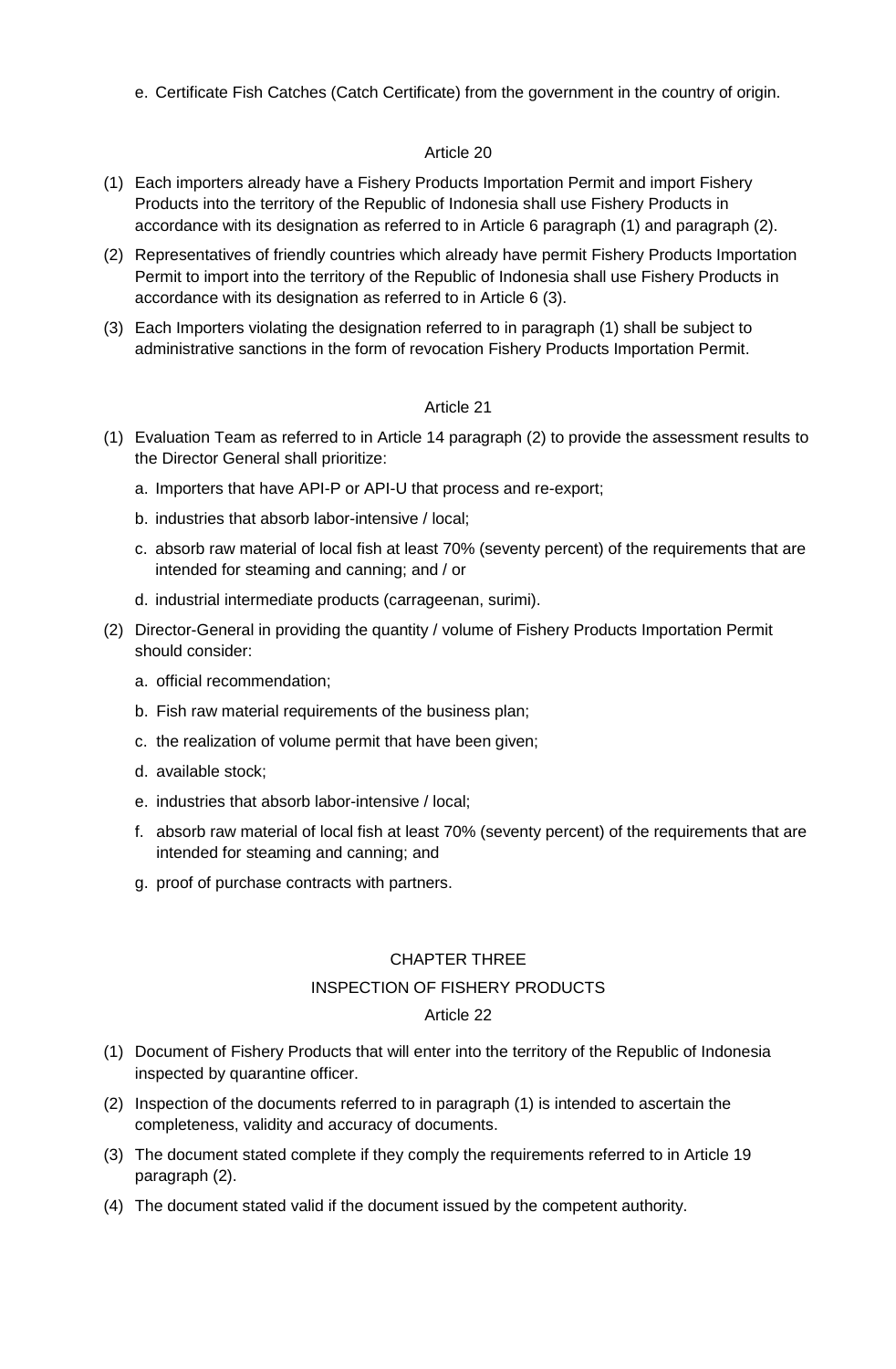e. Certificate Fish Catches (Catch Certificate) from the government in the country of origin.

Article 20

(1) Each importers already have a Fishery Products Importation Permit and import Fishery Products into the territory of the Republic of Indonesia shall use Fishery Products in accordance with its designation as referred to in Article 6 paragraph (1) and paragraph (2).

(2) Representatives of friendly countries which already have permit Fishery Products Importation Permit to import into the territory of the Republic of Indonesia shall use Fishery Products in accordance with its designation as referred to in Article 6 (3).

(3) Each Importers violating the designation referred to in paragraph (1) shall be subject to administrative sanctions in the form of revocation Fishery Products Importation Permit.

Article 21

(1) Evaluation Team as referred to in Article 14 paragraph (2) to provide the assessment results to the Director General shall prioritize:

   a. Importers that have API-P or API-U that process and re-export;

   b. industries that absorb labor-intensive / local;

   c. absorb raw material of local fish at least 70% (seventy percent) of the requirements that are intended for steaming and canning; and / or

   d. industrial intermediate products (carrageenan, surimi).

(2) Director-General in providing the quantity / volume of Fishery Products Importation Permit should consider:

   a. official recommendation;

   b. Fish raw material requirements of the business plan;

   c. the realization of volume permit that have been given;

   d. available stock;

   e. industries that absorb labor-intensive / local;

   f. absorb raw material of local fish at least 70% (seventy percent) of the requirements that are intended for steaming and canning; and

   g. proof of purchase contracts with partners.

CHAPTER THREE

INSPECTION OF FISHERY PRODUCTS

Article 22

(1) Document of Fishery Products that will enter into the territory of the Republic of Indonesia inspected by quarantine officer.

(2) Inspection of the documents referred to in paragraph (1) is intended to ascertain the completeness, validity and accuracy of documents.

(3) The document stated complete if they comply the requirements referred to in Article 19 paragraph (2).

(4) The document stated valid if the document issued by the competent authority.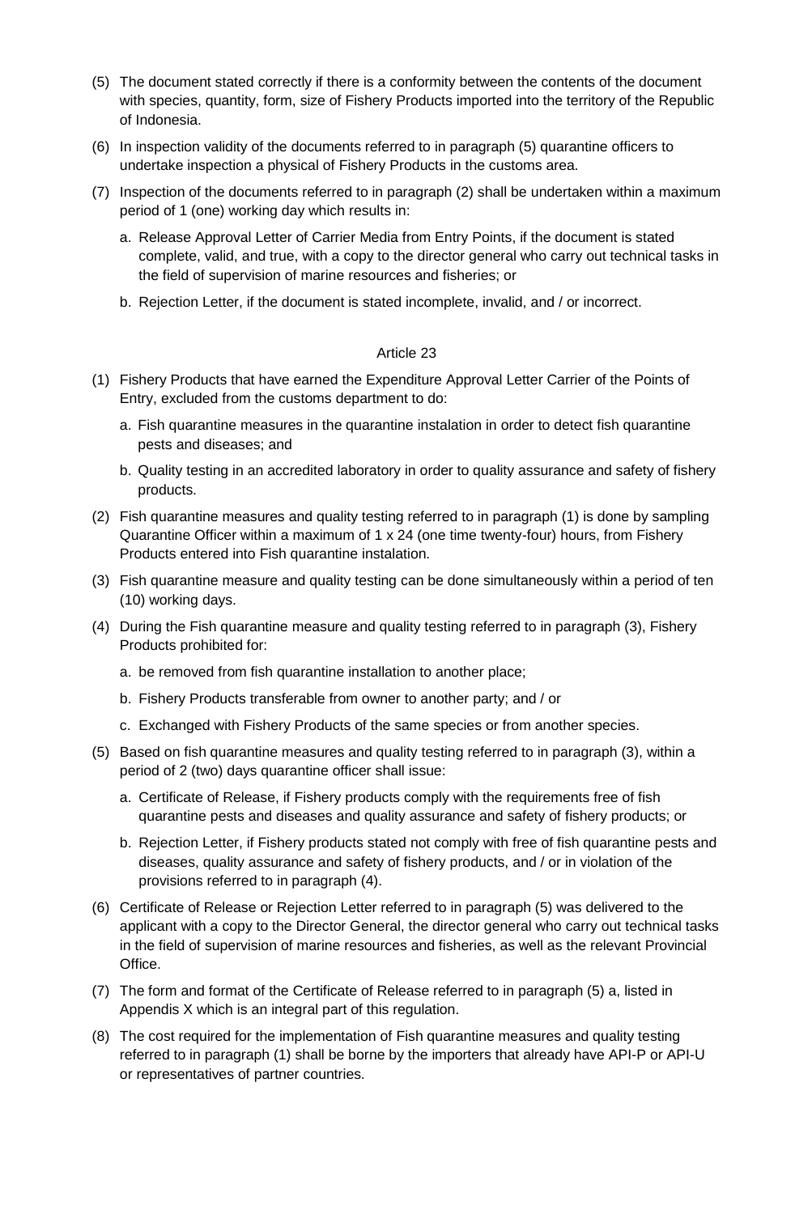(5) The document stated correctly if there is a conformity between the contents of the document with species, quantity, form, size of Fishery Products imported into the territory of the Republic of Indonesia.

(6) In inspection validity of the documents referred to in paragraph (5) quarantine officers to undertake inspection a physical of Fishery Products in the customs area.

(7) Inspection of the documents referred to in paragraph (2) shall be undertaken within a maximum period of 1 (one) working day which results in:

   a. Release Approval Letter of Carrier Media from Entry Points, if the document is stated complete, valid, and true, with a copy to the director general who carry out technical tasks in the field of supervision of marine resources and fisheries; or

   b. Rejection Letter, if the document is stated incomplete, invalid, and / or incorrect.

## Article 23

(1) Fishery Products that have earned the Expenditure Approval Letter Carrier of the Points of Entry, excluded from the customs department to do:

   a. Fish quarantine measures in the quarantine instalation in order to detect fish quarantine pests and diseases; and

   b. Quality testing in an accredited laboratory in order to quality assurance and safety of fishery products.

(2) Fish quarantine measures and quality testing referred to in paragraph (1) is done by sampling Quarantine Officer within a maximum of 1 x 24 (one time twenty-four) hours, from Fishery Products entered into Fish quarantine instalation.

(3) Fish quarantine measure and quality testing can be done simultaneously within a period of ten (10) working days.

(4) During the Fish quarantine measure and quality testing referred to in paragraph (3), Fishery Products prohibited for:

   a. be removed from fish quarantine installation to another place;

   b. Fishery Products transferable from owner to another party; and / or

   c. Exchanged with Fishery Products of the same species or from another species.

(5) Based on fish quarantine measures and quality testing referred to in paragraph (3), within a period of 2 (two) days quarantine officer shall issue:

   a. Certificate of Release, if Fishery products comply with the requirements free of fish quarantine pests and diseases and quality assurance and safety of fishery products; or

   b. Rejection Letter, if Fishery products stated not comply with free of fish quarantine pests and diseases, quality assurance and safety of fishery products, and / or in violation of the provisions referred to in paragraph (4).

(6) Certificate of Release or Rejection Letter referred to in paragraph (5) was delivered to the applicant with a copy to the Director General, the director general who carry out technical tasks in the field of supervision of marine resources and fisheries, as well as the relevant Provincial Office.

(7) The form and format of the Certificate of Release referred to in paragraph (5) a, listed in Appendis X which is an integral part of this regulation.

(8) The cost required for the implementation of Fish quarantine measures and quality testing referred to in paragraph (1) shall be borne by the importers that already have API-P or API-U or representatives of partner countries.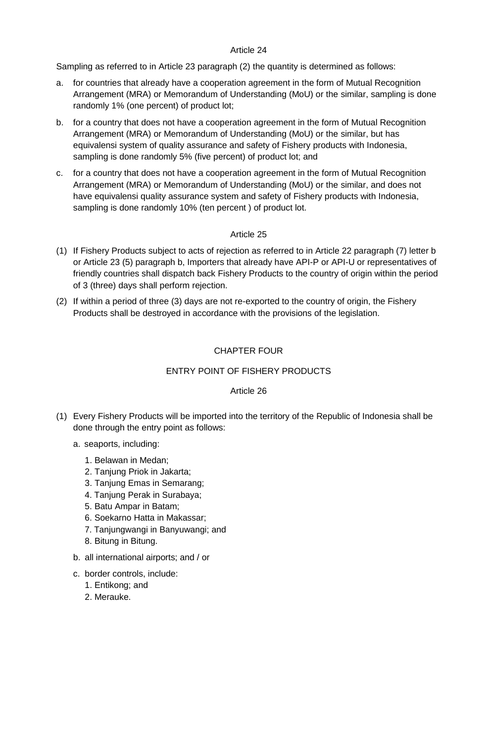### Article 24

Sampling as referred to in Article 23 paragraph (2) the quantity is determined as follows:

a. for countries that already have a cooperation agreement in the form of Mutual Recognition Arrangement (MRA) or Memorandum of Understanding (MoU) or the similar, sampling is done randomly 1% (one percent) of product lot;

b. for a country that does not have a cooperation agreement in the form of Mutual Recognition Arrangement (MRA) or Memorandum of Understanding (MoU) or the similar, but has equivalensi system of quality assurance and safety of Fishery products with Indonesia, sampling is done randomly 5% (five percent) of product lot; and

c. for a country that does not have a cooperation agreement in the form of Mutual Recognition Arrangement (MRA) or Memorandum of Understanding (MoU) or the similar, and does not have equivalensi quality assurance system and safety of Fishery products with Indonesia, sampling is done randomly 10% (ten percent ) of product lot.

### Article 25

(1) If Fishery Products subject to acts of rejection as referred to in Article 22 paragraph (7) letter b or Article 23 (5) paragraph b, Importers that already have API-P or API-U or representatives of friendly countries shall dispatch back Fishery Products to the country of origin within the period of 3 (three) days shall perform rejection.

(2) If within a period of three (3) days are not re-exported to the country of origin, the Fishery Products shall be destroyed in accordance with the provisions of the legislation.

## CHAPTER FOUR

## ENTRY POINT OF FISHERY PRODUCTS

### Article 26

(1) Every Fishery Products will be imported into the territory of the Republic of Indonesia shall be done through the entry point as follows:

   a. seaports, including:

      1. Belawan in Medan;
      2. Tanjung Priok in Jakarta;
      3. Tanjung Emas in Semarang;
      4. Tanjung Perak in Surabaya;
      5. Batu Ampar in Batam;
      6. Soekarno Hatta in Makassar;
      7. Tanjungwangi in Banyuwangi; and
      8. Bitung in Bitung.

   b. all international airports; and / or

   c. border controls, include:
      1. Entikong; and
      2. Merauke.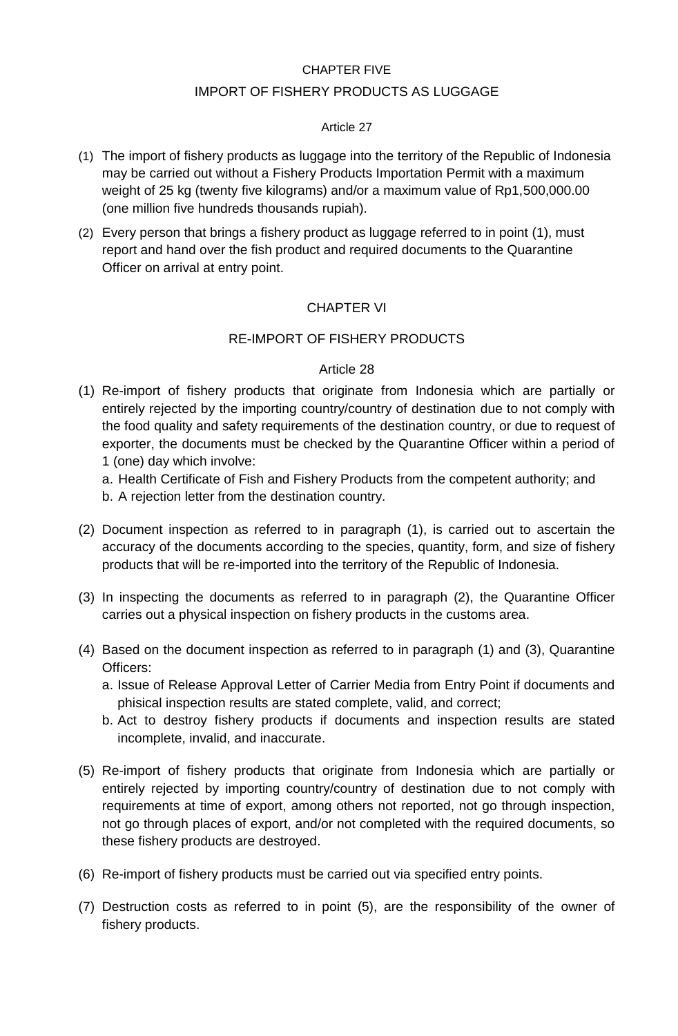## CHAPTER FIVE

## IMPORT OF FISHERY PRODUCTS AS LUGGAGE

### Article 27

(1) The import of fishery products as luggage into the territory of the Republic of Indonesia may be carried out without a Fishery Products Importation Permit with a maximum weight of 25 kg (twenty five kilograms) and/or a maximum value of Rp1,500,000.00 (one million five hundreds thousands rupiah).

(2) Every person that brings a fishery product as luggage referred to in point (1), must report and hand over the fish product and required documents to the Quarantine Officer on arrival at entry point.

## CHAPTER VI

## RE-IMPORT OF FISHERY PRODUCTS

### Article 28

(1) Re-import of fishery products that originate from Indonesia which are partially or entirely rejected by the importing country/country of destination due to not comply with the food quality and safety requirements of the destination country, or due to request of exporter, the documents must be checked by the Quarantine Officer within a period of 1 (one) day which involve:
   a. Health Certificate of Fish and Fishery Products from the competent authority; and
   b. A rejection letter from the destination country.

(2) Document inspection as referred to in paragraph (1), is carried out to ascertain the accuracy of the documents according to the species, quantity, form, and size of fishery products that will be re-imported into the territory of the Republic of Indonesia.

(3) In inspecting the documents as referred to in paragraph (2), the Quarantine Officer carries out a physical inspection on fishery products in the customs area.

(4) Based on the document inspection as referred to in paragraph (1) and (3), Quarantine Officers:
   a. Issue of Release Approval Letter of Carrier Media from Entry Point if documents and phisical inspection results are stated complete, valid, and correct;
   b. Act to destroy fishery products if documents and inspection results are stated incomplete, invalid, and inaccurate.

(5) Re-import of fishery products that originate from Indonesia which are partially or entirely rejected by importing country/country of destination due to not comply with requirements at time of export, among others not reported, not go through inspection, not go through places of export, and/or not completed with the required documents, so these fishery products are destroyed.

(6) Re-import of fishery products must be carried out via specified entry points.

(7) Destruction costs as referred to in point (5), are the responsibility of the owner of fishery products.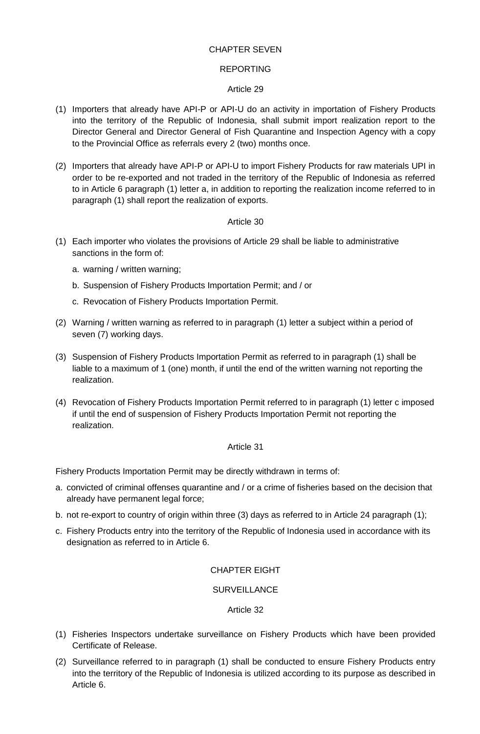## CHAPTER SEVEN

## REPORTING

### Article 29

(1) Importers that already have API-P or API-U do an activity in importation of Fishery Products into the territory of the Republic of Indonesia, shall submit import realization report to the Director General and Director General of Fish Quarantine and Inspection Agency with a copy to the Provincial Office as referrals every 2 (two) months once.

(2) Importers that already have API-P or API-U to import Fishery Products for raw materials UPI in order to be re-exported and not traded in the territory of the Republic of Indonesia as referred to in Article 6 paragraph (1) letter a, in addition to reporting the realization income referred to in paragraph (1) shall report the realization of exports.

### Article 30

(1) Each importer who violates the provisions of Article 29 shall be liable to administrative sanctions in the form of:

   a. warning / written warning;

   b. Suspension of Fishery Products Importation Permit; and / or

   c. Revocation of Fishery Products Importation Permit.

(2) Warning / written warning as referred to in paragraph (1) letter a subject within a period of seven (7) working days.

(3) Suspension of Fishery Products Importation Permit as referred to in paragraph (1) shall be liable to a maximum of 1 (one) month, if until the end of the written warning not reporting the realization.

(4) Revocation of Fishery Products Importation Permit referred to in paragraph (1) letter c imposed if until the end of suspension of Fishery Products Importation Permit not reporting the realization.

### Article 31

Fishery Products Importation Permit may be directly withdrawn in terms of:

a. convicted of criminal offenses quarantine and / or a crime of fisheries based on the decision that already have permanent legal force;

b. not re-export to country of origin within three (3) days as referred to in Article 24 paragraph (1);

c. Fishery Products entry into the territory of the Republic of Indonesia used in accordance with its designation as referred to in Article 6.

## CHAPTER EIGHT

## SURVEILLANCE

### Article 32

(1) Fisheries Inspectors undertake surveillance on Fishery Products which have been provided Certificate of Release.

(2) Surveillance referred to in paragraph (1) shall be conducted to ensure Fishery Products entry into the territory of the Republic of Indonesia is utilized according to its purpose as described in Article 6.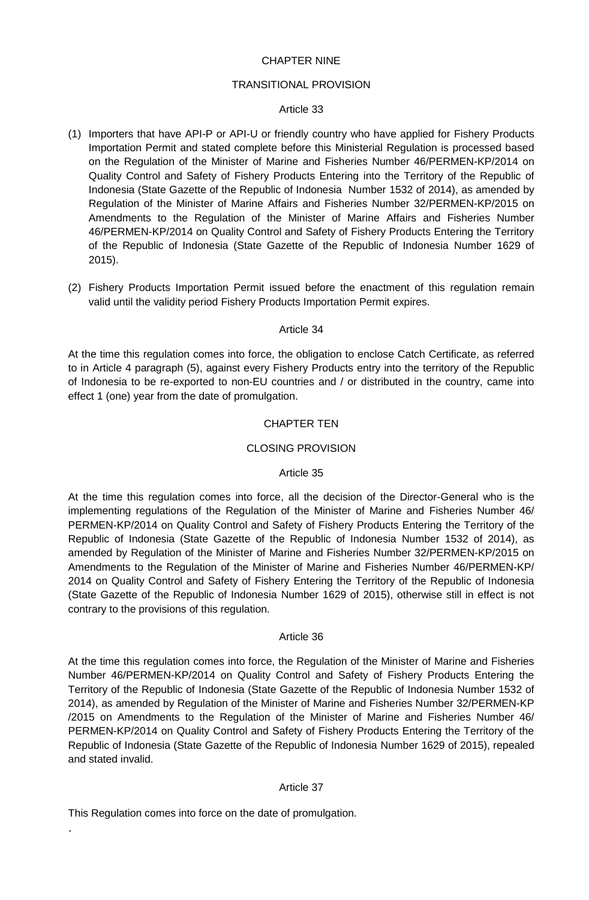## CHAPTER NINE

## TRANSITIONAL PROVISION

### Article 33

(1) Importers that have API-P or API-U or friendly country who have applied for Fishery Products Importation Permit and stated complete before this Ministerial Regulation is processed based on the Regulation of the Minister of Marine and Fisheries Number 46/PERMEN-KP/2014 on Quality Control and Safety of Fishery Products Entering into the Territory of the Republic of Indonesia (State Gazette of the Republic of Indonesia Number 1532 of 2014), as amended by Regulation of the Minister of Marine Affairs and Fisheries Number 32/PERMEN-KP/2015 on Amendments to the Regulation of the Minister of Marine Affairs and Fisheries Number 46/PERMEN-KP/2014 on Quality Control and Safety of Fishery Products Entering the Territory of the Republic of Indonesia (State Gazette of the Republic of Indonesia Number 1629 of 2015).

(2) Fishery Products Importation Permit issued before the enactment of this regulation remain valid until the validity period Fishery Products Importation Permit expires.

### Article 34

At the time this regulation comes into force, the obligation to enclose Catch Certificate, as referred to in Article 4 paragraph (5), against every Fishery Products entry into the territory of the Republic of Indonesia to be re-exported to non-EU countries and / or distributed in the country, came into effect 1 (one) year from the date of promulgation.

## CHAPTER TEN

## CLOSING PROVISION

### Article 35

At the time this regulation comes into force, all the decision of the Director-General who is the implementing regulations of the Regulation of the Minister of Marine and Fisheries Number 46/ PERMEN-KP/2014 on Quality Control and Safety of Fishery Products Entering the Territory of the Republic of Indonesia (State Gazette of the Republic of Indonesia Number 1532 of 2014), as amended by Regulation of the Minister of Marine and Fisheries Number 32/PERMEN-KP/2015 on Amendments to the Regulation of the Minister of Marine and Fisheries Number 46/PERMEN-KP/ 2014 on Quality Control and Safety of Fishery Entering the Territory of the Republic of Indonesia (State Gazette of the Republic of Indonesia Number 1629 of 2015), otherwise still in effect is not contrary to the provisions of this regulation.

### Article 36

At the time this regulation comes into force, the Regulation of the Minister of Marine and Fisheries Number 46/PERMEN-KP/2014 on Quality Control and Safety of Fishery Products Entering the Territory of the Republic of Indonesia (State Gazette of the Republic of Indonesia Number 1532 of 2014), as amended by Regulation of the Minister of Marine and Fisheries Number 32/PERMEN-KP /2015 on Amendments to the Regulation of the Minister of Marine and Fisheries Number 46/ PERMEN-KP/2014 on Quality Control and Safety of Fishery Products Entering the Territory of the Republic of Indonesia (State Gazette of the Republic of Indonesia Number 1629 of 2015), repealed and stated invalid.

### Article 37

This Regulation comes into force on the date of promulgation.

.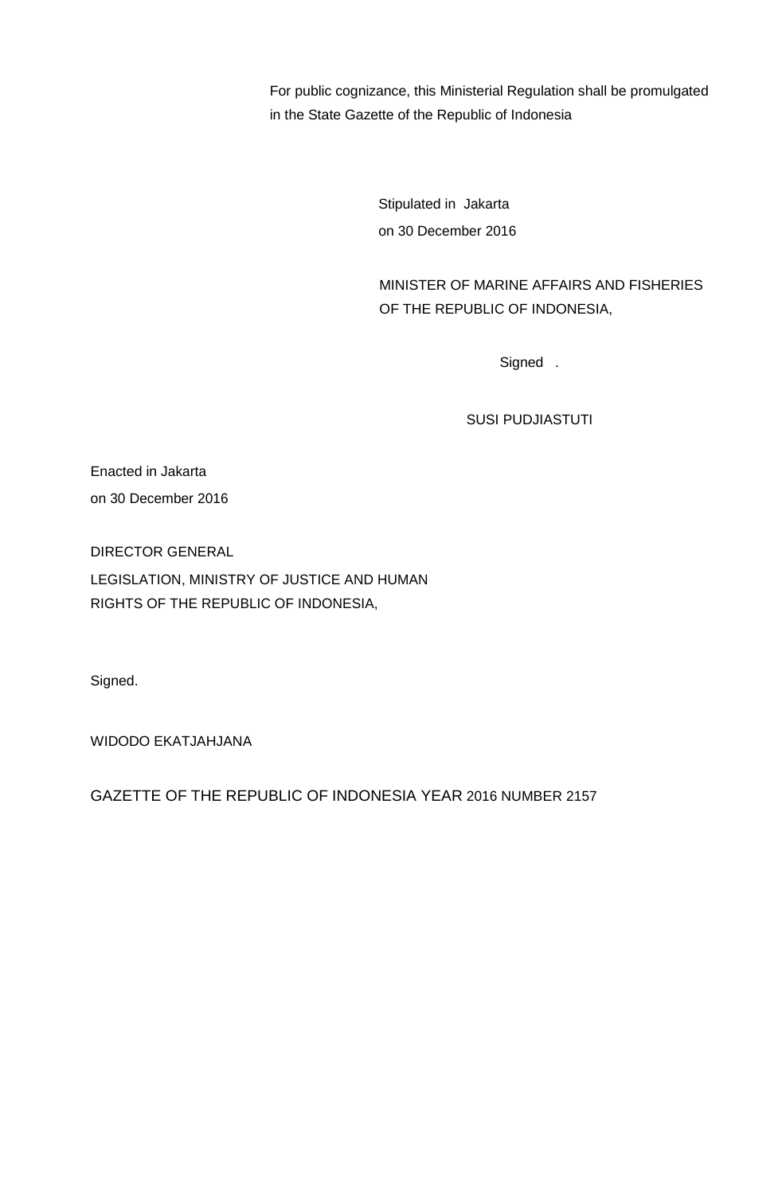For public cognizance, this Ministerial Regulation shall be promulgated in the State Gazette of the Republic of Indonesia

Stipulated in Jakarta
on 30 December 2016

MINISTER OF MARINE AFFAIRS AND FISHERIES
OF THE REPUBLIC OF INDONESIA,

Signed .

SUSI PUDJIASTUTI

Enacted in Jakarta
on 30 December 2016

DIRECTOR GENERAL
LEGISLATION, MINISTRY OF JUSTICE AND HUMAN RIGHTS OF THE REPUBLIC OF INDONESIA,

Signed.

WIDODO EKATJAHJANA

GAZETTE OF THE REPUBLIC OF INDONESIA YEAR 2016 NUMBER 2157